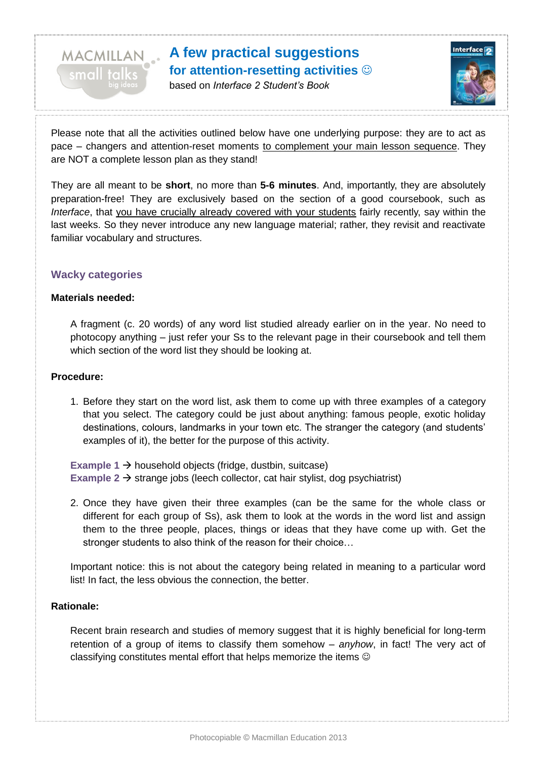# A few practical suggestions for attention-resetting activities ☺

based on *Interface 2 Student's Book*

Please note that all the activities outlined below have one underlying purpose: they are to act as pace – changers and attention-reset moments to complement your main lesson sequence. They are NOT a complete lesson plan as they stand!

They are all meant to be **short**, no more than **5-6 minutes**. And, importantly, they are absolutely preparation-free! They are exclusively based on the section of a good coursebook, such as *Interface*, that you have crucially already covered with your students fairly recently, say within the last weeks. So they never introduce any new language material; rather, they revisit and reactivate familiar vocabulary and structures.

## Wacky categories

**Materials needed:**

A fragment (c. 20 words) of any word list studied already earlier on in the year. No need to photocopy anything – just refer your Ss to the relevant page in their coursebook and tell them which section of the word list they should be looking at.

**Procedure:**

1. Before they start on the word list, ask them to come up with three examples of a category that you select. The category could be just about anything: famous people, exotic holiday destinations, colours, landmarks in your town etc. The stranger the category (and students' examples of it), the better for the purpose of this activity.

**Example 1** → household objects (fridge, dustbin, suitcase)
**Example 2** → strange jobs (leech collector, cat hair stylist, dog psychiatrist)

2. Once they have given their three examples (can be the same for the whole class or different for each group of Ss), ask them to look at the words in the word list and assign them to the three people, places, things or ideas that they have come up with. Get the stronger students to also think of the reason for their choice…

Important notice: this is not about the category being related in meaning to a particular word list! In fact, the less obvious the connection, the better.

**Rationale:**

Recent brain research and studies of memory suggest that it is highly beneficial for long-term retention of a group of items to classify them somehow – *anyhow*, in fact! The very act of classifying constitutes mental effort that helps memorize the items ☺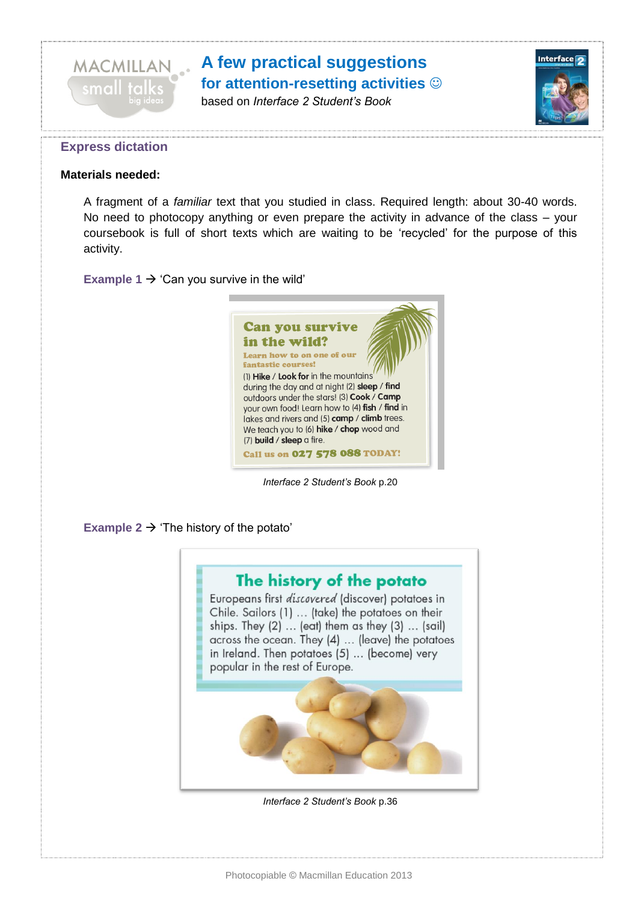# A few practical suggestions for attention-resetting activities ☺

based on *Interface 2 Student's Book*

## Express dictation

**Materials needed:**

A fragment of a *familiar* text that you studied in class. Required length: about 30-40 words. No need to photocopy anything or even prepare the activity in advance of the class – your coursebook is full of short texts which are waiting to be 'recycled' for the purpose of this activity.

**Example 1** → 'Can you survive in the wild'

**Can you survive in the wild?**

**Learn how to on one of our fantastic courses!**

(1) **Hike** / **Look for** in the mountains during the day and at night (2) **sleep** / **find** outdoors under the stars! (3) **Cook** / **Camp** your own food! Learn how to (4) **fish** / **find** in lakes and rivers and (5) **camp** / **climb** trees. We teach you to (6) **hike** / **chop** wood and (7) **build** / **sleep** a fire.

**Call us on 027 578 088 TODAY!**

*Interface 2 Student's Book* p.20

**Example 2** → 'The history of the potato'

**The history of the potato**

Europeans first *discovered* (discover) potatoes in Chile. Sailors (1) … (take) the potatoes on their ships. They (2) … (eat) them as they (3) … (sail) across the ocean. They (4) … (leave) the potatoes in Ireland. Then potatoes (5) … (become) very popular in the rest of Europe.

*Interface 2 Student's Book* p.36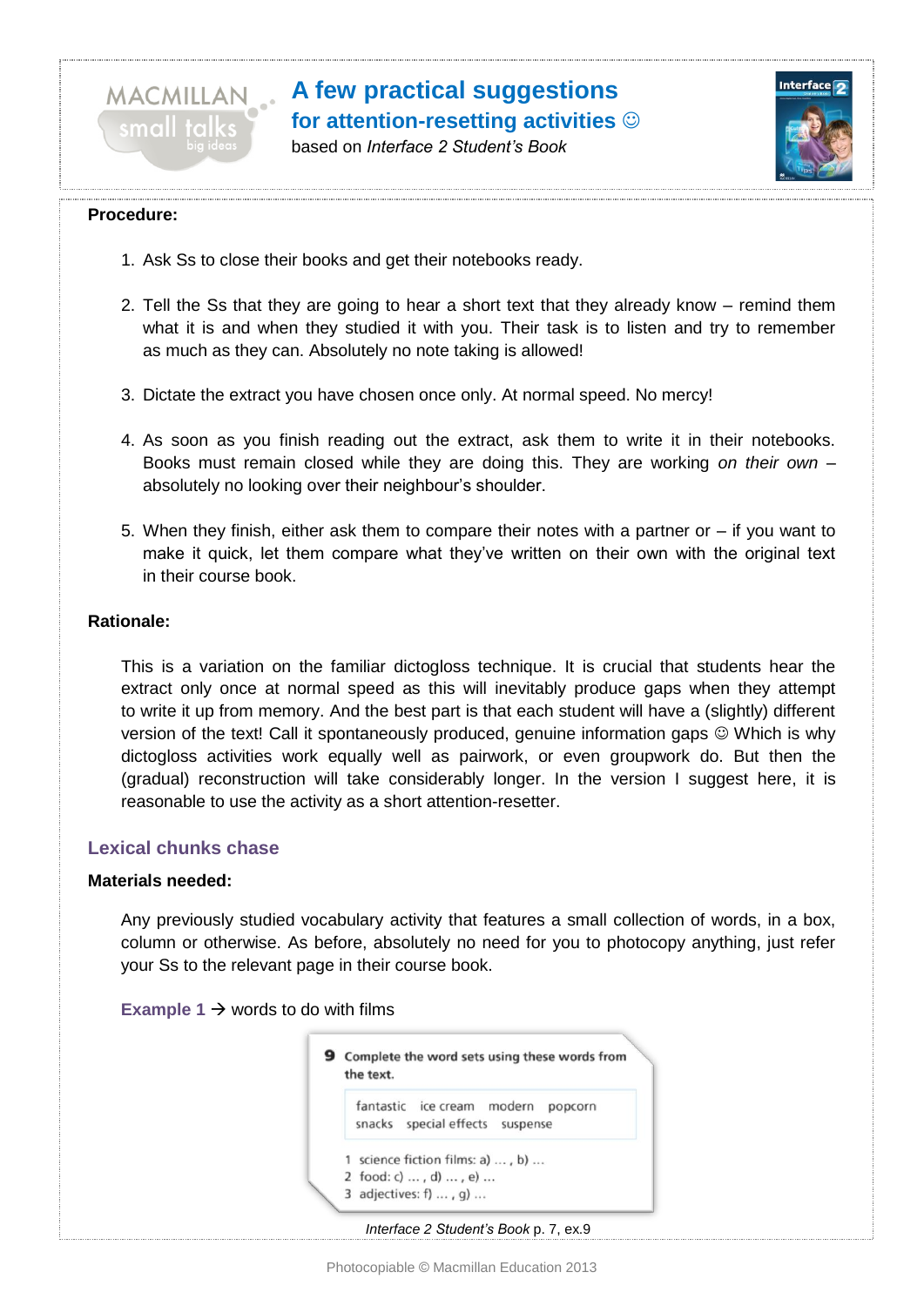**Procedure:**

1. Ask Ss to close their books and get their notebooks ready.

2. Tell the Ss that they are going to hear a short text that they already know – remind them what it is and when they studied it with you. Their task is to listen and try to remember as much as they can. Absolutely no note taking is allowed!

3. Dictate the extract you have chosen once only. At normal speed. No mercy!

4. As soon as you finish reading out the extract, ask them to write it in their notebooks. Books must remain closed while they are doing this. They are working *on their own* – absolutely no looking over their neighbour's shoulder.

5. When they finish, either ask them to compare their notes with a partner or – if you want to make it quick, let them compare what they've written on their own with the original text in their course book.

**Rationale:**

This is a variation on the familiar dictogloss technique. It is crucial that students hear the extract only once at normal speed as this will inevitably produce gaps when they attempt to write it up from memory. And the best part is that each student will have a (slightly) different version of the text! Call it spontaneously produced, genuine information gaps ☺ Which is why dictogloss activities work equally well as pairwork, or even groupwork do. But then the (gradual) reconstruction will take considerably longer. In the version I suggest here, it is reasonable to use the activity as a short attention-resetter.

## Lexical chunks chase

**Materials needed:**

Any previously studied vocabulary activity that features a small collection of words, in a box, column or otherwise. As before, absolutely no need for you to photocopy anything, just refer your Ss to the relevant page in their course book.

**Example 1** → words to do with films

**9** Complete the word sets using these words from the text.

fantastic ice cream modern popcorn
snacks special effects suspense

1 science fiction films: a) … , b) …
2 food: c) … , d) … , e) …
3 adjectives: f) … , g) …

*Interface 2 Student's Book* p. 7, ex.9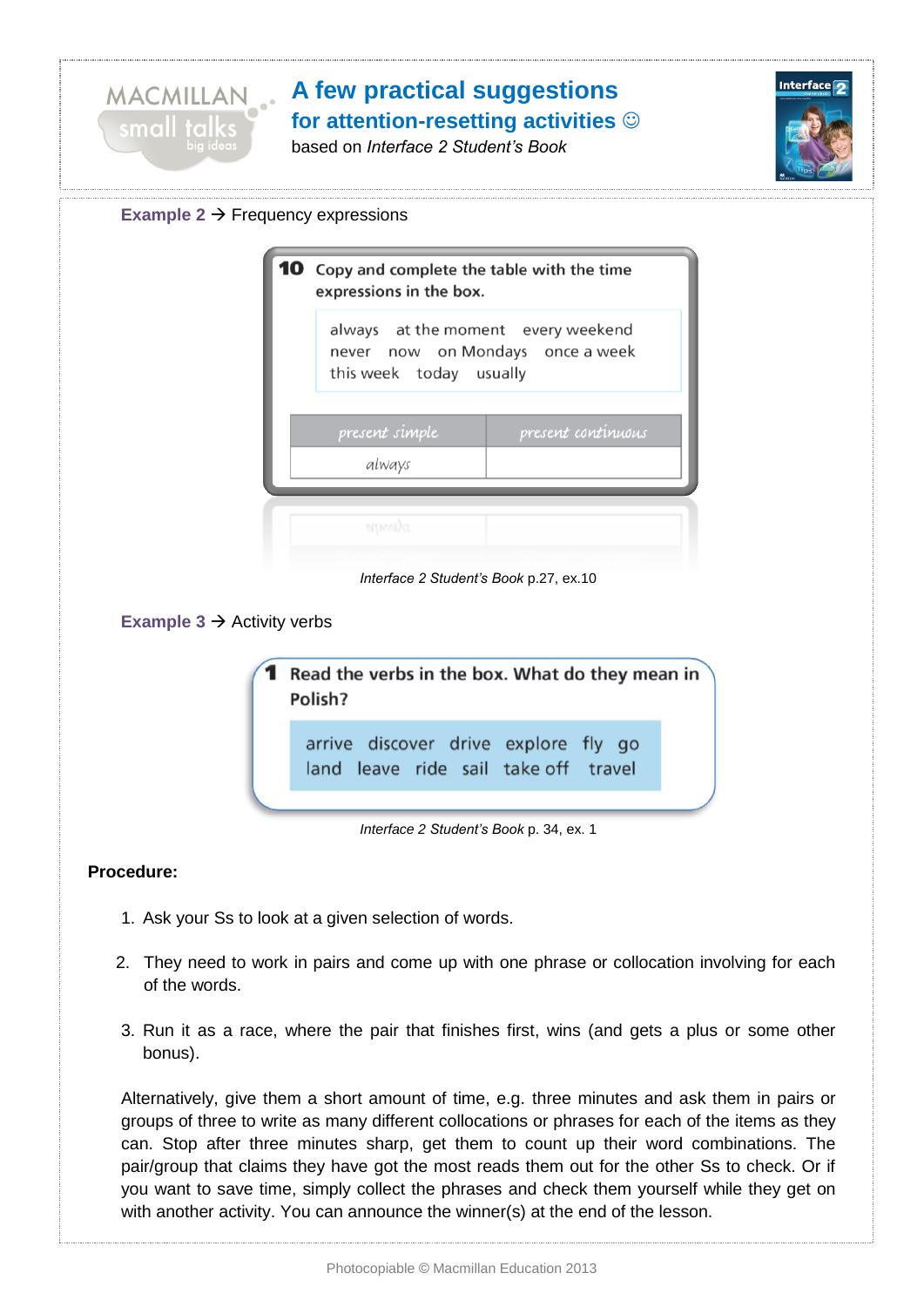# A few practical suggestions
## for attention-resetting activities ☺

based on *Interface 2 Student's Book*

**Example 2** → Frequency expressions

**10** Copy and complete the table with the time expressions in the box.

always at the moment every weekend
never now on Mondays once a week
this week today usually

| *present simple* | *present continuous* |
|---|---|
| *always* | |

*Interface 2 Student's Book* p.27, ex.10

**Example 3** → Activity verbs

**1** Read the verbs in the box. What do they mean in Polish?

arrive discover drive explore fly go
land leave ride sail take off travel

*Interface 2 Student's Book* p. 34, ex. 1

**Procedure:**

1. Ask your Ss to look at a given selection of words.
2. They need to work in pairs and come up with one phrase or collocation involving for each of the words.
3. Run it as a race, where the pair that finishes first, wins (and gets a plus or some other bonus).

Alternatively, give them a short amount of time, e.g. three minutes and ask them in pairs or groups of three to write as many different collocations or phrases for each of the items as they can. Stop after three minutes sharp, get them to count up their word combinations. The pair/group that claims they have got the most reads them out for the other Ss to check. Or if you want to save time, simply collect the phrases and check them yourself while they get on with another activity. You can announce the winner(s) at the end of the lesson.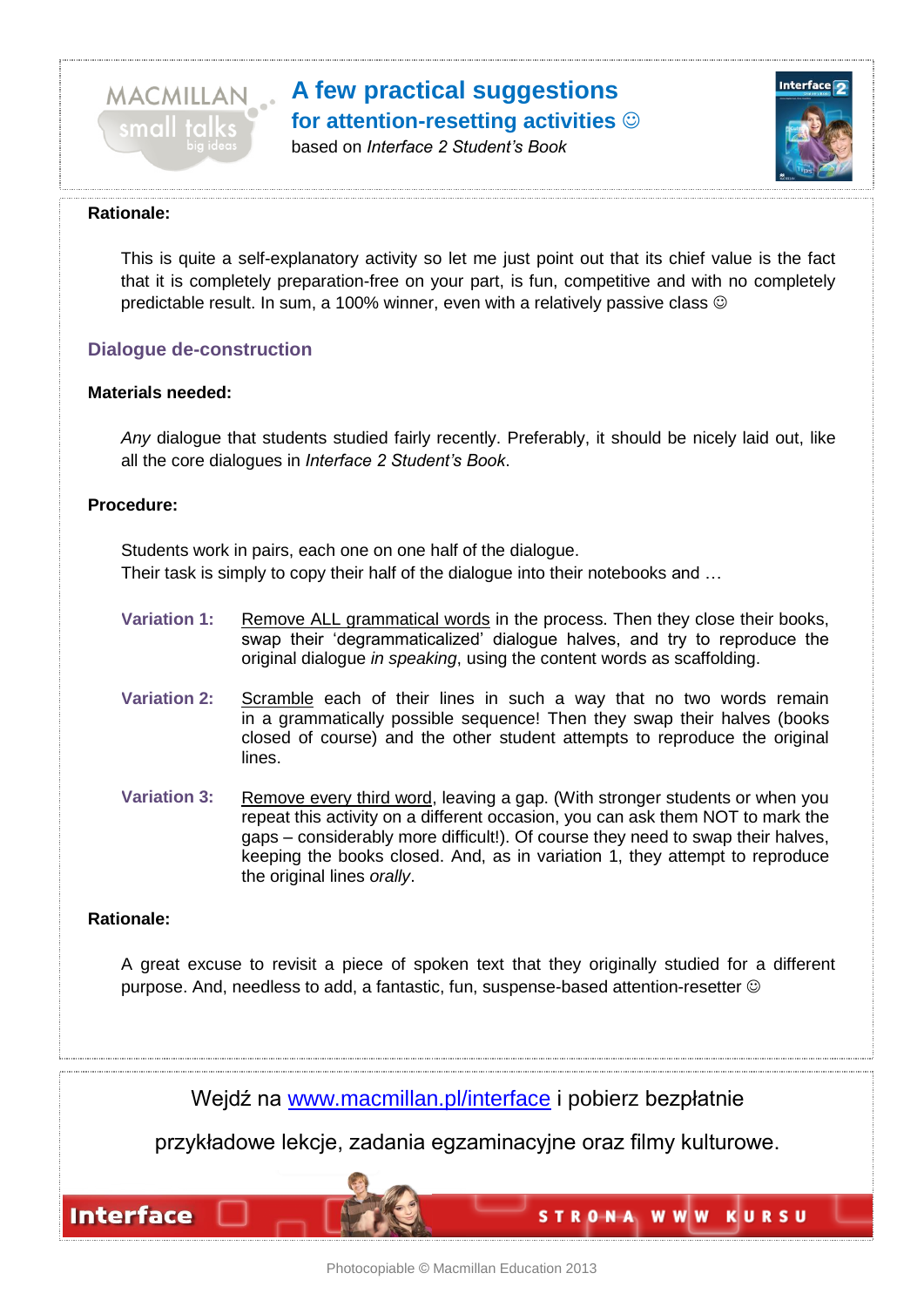# A few practical suggestions

## for attention-resetting activities ☺

based on *Interface 2 Student's Book*

**Rationale:**

This is quite a self-explanatory activity so let me just point out that its chief value is the fact that it is completely preparation-free on your part, is fun, competitive and with no completely predictable result. In sum, a 100% winner, even with a relatively passive class ☺

### Dialogue de-construction

**Materials needed:**

*Any* dialogue that students studied fairly recently. Preferably, it should be nicely laid out, like all the core dialogues in *Interface 2 Student's Book*.

**Procedure:**

Students work in pairs, each one on one half of the dialogue.
Their task is simply to copy their half of the dialogue into their notebooks and …

**Variation 1:** Remove ALL grammatical words in the process. Then they close their books, swap their 'degrammaticalized' dialogue halves, and try to reproduce the original dialogue *in speaking*, using the content words as scaffolding.

**Variation 2:** Scramble each of their lines in such a way that no two words remain in a grammatically possible sequence! Then they swap their halves (books closed of course) and the other student attempts to reproduce the original lines.

**Variation 3:** Remove every third word, leaving a gap. (With stronger students or when you repeat this activity on a different occasion, you can ask them NOT to mark the gaps – considerably more difficult!). Of course they need to swap their halves, keeping the books closed. And, as in variation 1, they attempt to reproduce the original lines *orally*.

**Rationale:**

A great excuse to revisit a piece of spoken text that they originally studied for a different purpose. And, needless to add, a fantastic, fun, suspense-based attention-resetter ☺

Wejdź na www.macmillan.pl/interface i pobierz bezpłatnie przykładowe lekcje, zadania egzaminacyjne oraz filmy kulturowe.

Photocopiable © Macmillan Education 2013